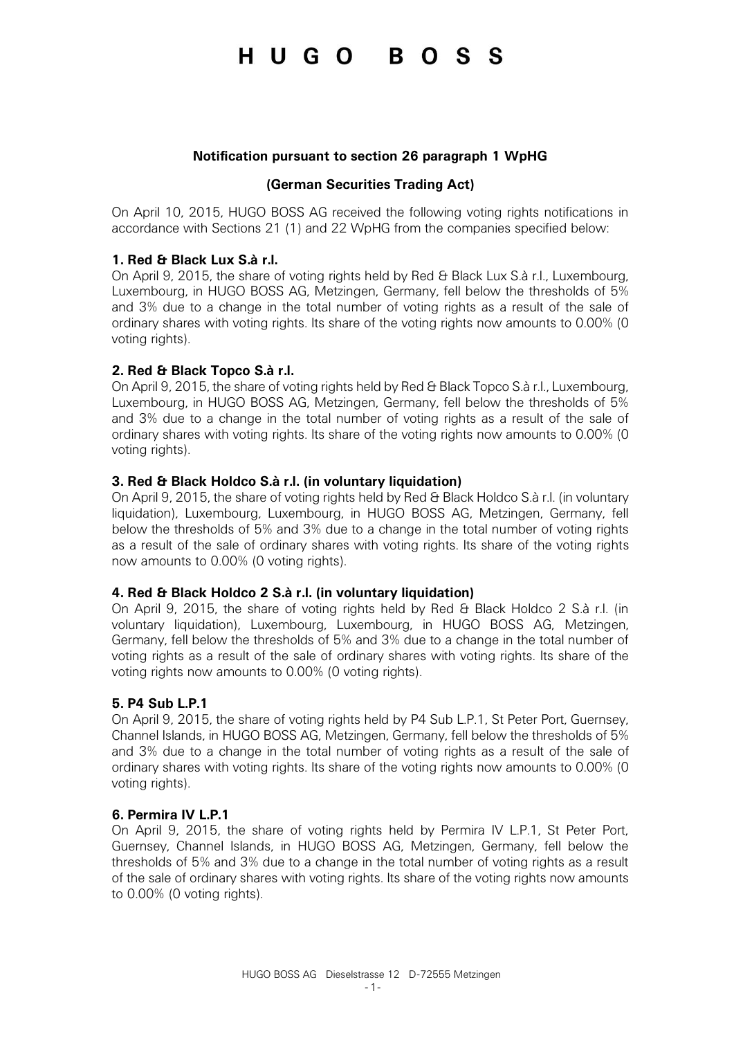# HUGO BOSS

**Notification pursuant to section 26 paragraph 1 WpHG**

**(German Securities Trading Act)**

On April 10, 2015, HUGO BOSS AG received the following voting rights notifications in accordance with Sections 21 (1) and 22 WpHG from the companies specified below:

**1. Red & Black Lux S.à r.l.**

On April 9, 2015, the share of voting rights held by Red & Black Lux S.à r.l., Luxembourg, Luxembourg, in HUGO BOSS AG, Metzingen, Germany, fell below the thresholds of 5% and 3% due to a change in the total number of voting rights as a result of the sale of ordinary shares with voting rights. Its share of the voting rights now amounts to 0.00% (0 voting rights).

**2. Red & Black Topco S.à r.l.**

On April 9, 2015, the share of voting rights held by Red & Black Topco S.à r.l., Luxembourg, Luxembourg, in HUGO BOSS AG, Metzingen, Germany, fell below the thresholds of 5% and 3% due to a change in the total number of voting rights as a result of the sale of ordinary shares with voting rights. Its share of the voting rights now amounts to 0.00% (0 voting rights).

**3. Red & Black Holdco S.à r.l. (in voluntary liquidation)**

On April 9, 2015, the share of voting rights held by Red & Black Holdco S.à r.l. (in voluntary liquidation), Luxembourg, Luxembourg, in HUGO BOSS AG, Metzingen, Germany, fell below the thresholds of 5% and 3% due to a change in the total number of voting rights as a result of the sale of ordinary shares with voting rights. Its share of the voting rights now amounts to 0.00% (0 voting rights).

**4. Red & Black Holdco 2 S.à r.l. (in voluntary liquidation)**

On April 9, 2015, the share of voting rights held by Red & Black Holdco 2 S.à r.l. (in voluntary liquidation), Luxembourg, Luxembourg, in HUGO BOSS AG, Metzingen, Germany, fell below the thresholds of 5% and 3% due to a change in the total number of voting rights as a result of the sale of ordinary shares with voting rights. Its share of the voting rights now amounts to 0.00% (0 voting rights).

**5. P4 Sub L.P.1**

On April 9, 2015, the share of voting rights held by P4 Sub L.P.1, St Peter Port, Guernsey, Channel Islands, in HUGO BOSS AG, Metzingen, Germany, fell below the thresholds of 5% and 3% due to a change in the total number of voting rights as a result of the sale of ordinary shares with voting rights. Its share of the voting rights now amounts to 0.00% (0 voting rights).

**6. Permira IV L.P.1**

On April 9, 2015, the share of voting rights held by Permira IV L.P.1, St Peter Port, Guernsey, Channel Islands, in HUGO BOSS AG, Metzingen, Germany, fell below the thresholds of 5% and 3% due to a change in the total number of voting rights as a result of the sale of ordinary shares with voting rights. Its share of the voting rights now amounts to 0.00% (0 voting rights).

HUGO BOSS AG Dieselstrasse 12 D-72555 Metzingen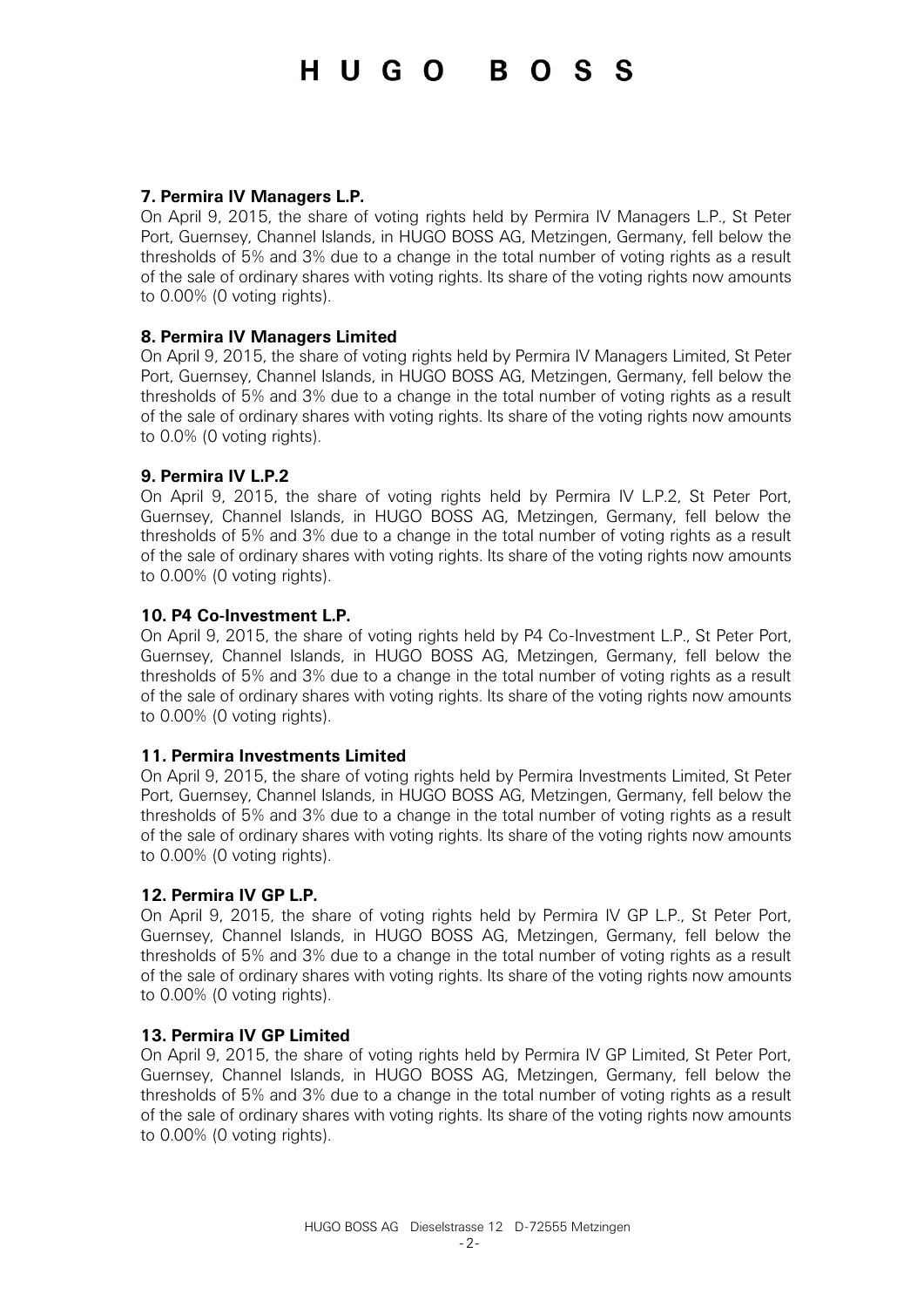**7. Permira IV Managers L.P.**

On April 9, 2015, the share of voting rights held by Permira IV Managers L.P., St Peter Port, Guernsey, Channel Islands, in HUGO BOSS AG, Metzingen, Germany, fell below the thresholds of 5% and 3% due to a change in the total number of voting rights as a result of the sale of ordinary shares with voting rights. Its share of the voting rights now amounts to 0.00% (0 voting rights).

**8. Permira IV Managers Limited**

On April 9, 2015, the share of voting rights held by Permira IV Managers Limited, St Peter Port, Guernsey, Channel Islands, in HUGO BOSS AG, Metzingen, Germany, fell below the thresholds of 5% and 3% due to a change in the total number of voting rights as a result of the sale of ordinary shares with voting rights. Its share of the voting rights now amounts to 0.0% (0 voting rights).

**9. Permira IV L.P.2**

On April 9, 2015, the share of voting rights held by Permira IV L.P.2, St Peter Port, Guernsey, Channel Islands, in HUGO BOSS AG, Metzingen, Germany, fell below the thresholds of 5% and 3% due to a change in the total number of voting rights as a result of the sale of ordinary shares with voting rights. Its share of the voting rights now amounts to 0.00% (0 voting rights).

**10. P4 Co-Investment L.P.**

On April 9, 2015, the share of voting rights held by P4 Co-Investment L.P., St Peter Port, Guernsey, Channel Islands, in HUGO BOSS AG, Metzingen, Germany, fell below the thresholds of 5% and 3% due to a change in the total number of voting rights as a result of the sale of ordinary shares with voting rights. Its share of the voting rights now amounts to 0.00% (0 voting rights).

**11. Permira Investments Limited**

On April 9, 2015, the share of voting rights held by Permira Investments Limited, St Peter Port, Guernsey, Channel Islands, in HUGO BOSS AG, Metzingen, Germany, fell below the thresholds of 5% and 3% due to a change in the total number of voting rights as a result of the sale of ordinary shares with voting rights. Its share of the voting rights now amounts to 0.00% (0 voting rights).

**12. Permira IV GP L.P.**

On April 9, 2015, the share of voting rights held by Permira IV GP L.P., St Peter Port, Guernsey, Channel Islands, in HUGO BOSS AG, Metzingen, Germany, fell below the thresholds of 5% and 3% due to a change in the total number of voting rights as a result of the sale of ordinary shares with voting rights. Its share of the voting rights now amounts to 0.00% (0 voting rights).

**13. Permira IV GP Limited**

On April 9, 2015, the share of voting rights held by Permira IV GP Limited, St Peter Port, Guernsey, Channel Islands, in HUGO BOSS AG, Metzingen, Germany, fell below the thresholds of 5% and 3% due to a change in the total number of voting rights as a result of the sale of ordinary shares with voting rights. Its share of the voting rights now amounts to 0.00% (0 voting rights).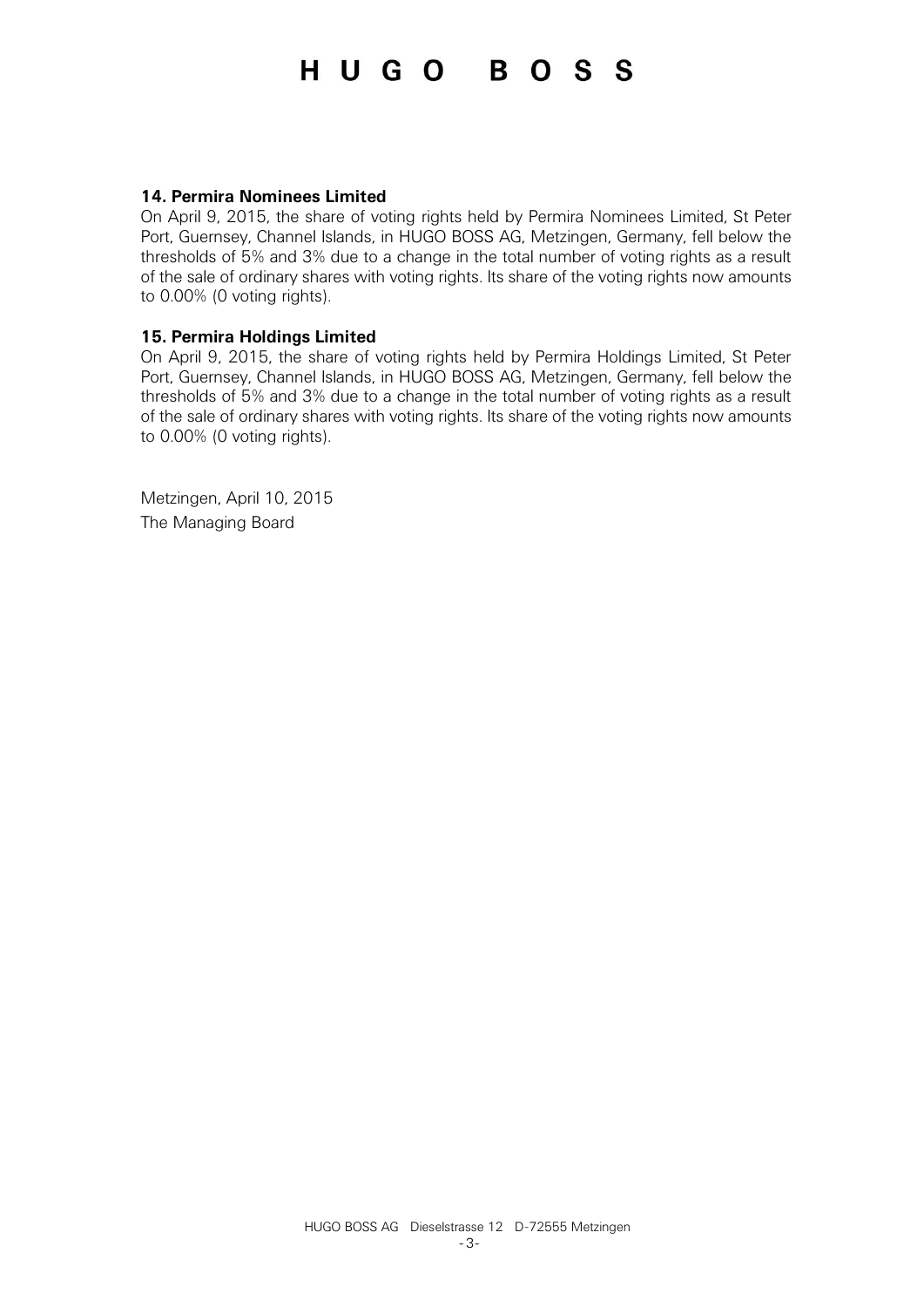**14. Permira Nominees Limited**

On April 9, 2015, the share of voting rights held by Permira Nominees Limited, St Peter Port, Guernsey, Channel Islands, in HUGO BOSS AG, Metzingen, Germany, fell below the thresholds of 5% and 3% due to a change in the total number of voting rights as a result of the sale of ordinary shares with voting rights. Its share of the voting rights now amounts to 0.00% (0 voting rights).

**15. Permira Holdings Limited**

On April 9, 2015, the share of voting rights held by Permira Holdings Limited, St Peter Port, Guernsey, Channel Islands, in HUGO BOSS AG, Metzingen, Germany, fell below the thresholds of 5% and 3% due to a change in the total number of voting rights as a result of the sale of ordinary shares with voting rights. Its share of the voting rights now amounts to 0.00% (0 voting rights).

Metzingen, April 10, 2015

The Managing Board